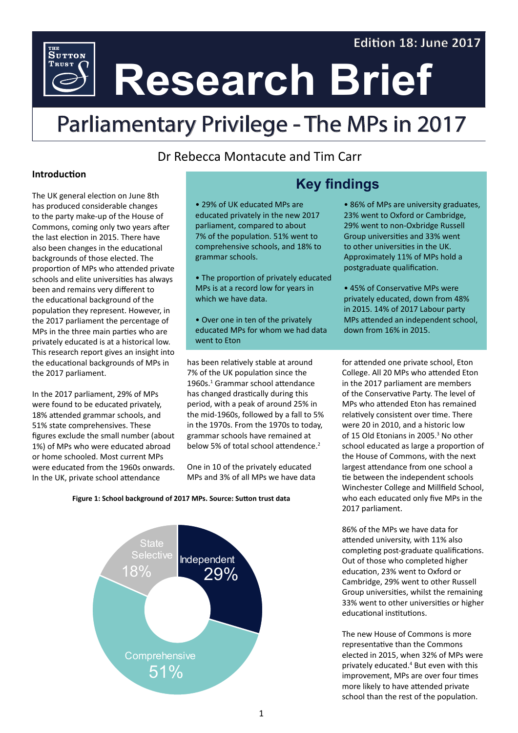Edition 18: June 2017

# Research Brief

## Parliamentary Privilege - The MPs in 2017

Dr Rebecca Montacute and Tim Carr

### Key findings

- 29% of UK educated MPs are educated privately in the new 2017 parliament, compared to about 7% of the population. 51% went to comprehensive schools, and 18% to grammar schools.
- The proportion of privately educated MPs is at a record low for years in which we have data.
- Over one in ten of the privately educated MPs for whom we had data went to Eton
- 86% of MPs are university graduates, 23% went to Oxford or Cambridge, 29% went to non-Oxbridge Russell Group universities and 33% went to other universities in the UK. Approximately 11% of MPs hold a postgraduate qualification.
- 45% of Conservative MPs were privately educated, down from 48% in 2015. 14% of 2017 Labour party MPs attended an independent school, down from 16% in 2015.

### Introduction

The UK general election on June 8th has produced considerable changes to the party make-up of the House of Commons, coming only two years after the last election in 2015. There have also been changes in the educational backgrounds of those elected. The proportion of MPs who attended private schools and elite universities has always been and remains very different to the educational background of the population they represent. However, in the 2017 parliament the percentage of MPs in the three main parties who are privately educated is at a historical low. This research report gives an insight into the educational backgrounds of MPs in the 2017 parliament.

In the 2017 parliament, 29% of MPs were found to be educated privately, 18% attended grammar schools, and 51% state comprehensives. These figures exclude the small number (about 1%) of MPs who were educated abroad or home schooled. Most current MPs were educated from the 1960s onwards. In the UK, private school attendance has been relatively stable at around 7% of the UK population since the 1960s.[1] Grammar school attendance has changed drastically during this period, with a peak of around 25% in the mid-1960s, followed by a fall to 5% in the 1970s. From the 1970s to today, grammar schools have remained at below 5% of total school attendence.[2]

One in 10 of the privately educated MPs and 3% of all MPs we have data for attended one private school, Eton College. All 20 MPs who attended Eton in the 2017 parliament are members of the Conservative Party. The level of MPs who attended Eton has remained relatively consistent over time. There were 20 in 2010, and a historic low of 15 Old Etonians in 2005.[3] No other school educated as large a proportion of the House of Commons, with the next largest attendance from one school a tie between the independent schools Winchester College and Millfield School, who each educated only five MPs in the 2017 parliament.

**Figure 1: School background of 2017 MPs. Source: Sutton trust data**

| School type | Share |
|---|---|
| Independent | 29% |
| Comprehensive | 51% |
| State Selective | 18% |

86% of the MPs we have data for attended university, with 11% also completing post-graduate qualifications. Out of those who completed higher education, 23% went to Oxford or Cambridge, 29% went to other Russell Group universities, whilst the remaining 33% went to other universities or higher educational institutions.

The new House of Commons is more representative than the Commons elected in 2015, when 32% of MPs were privately educated.[4] But even with this improvement, MPs are over four times more likely to have attended private school than the rest of the population.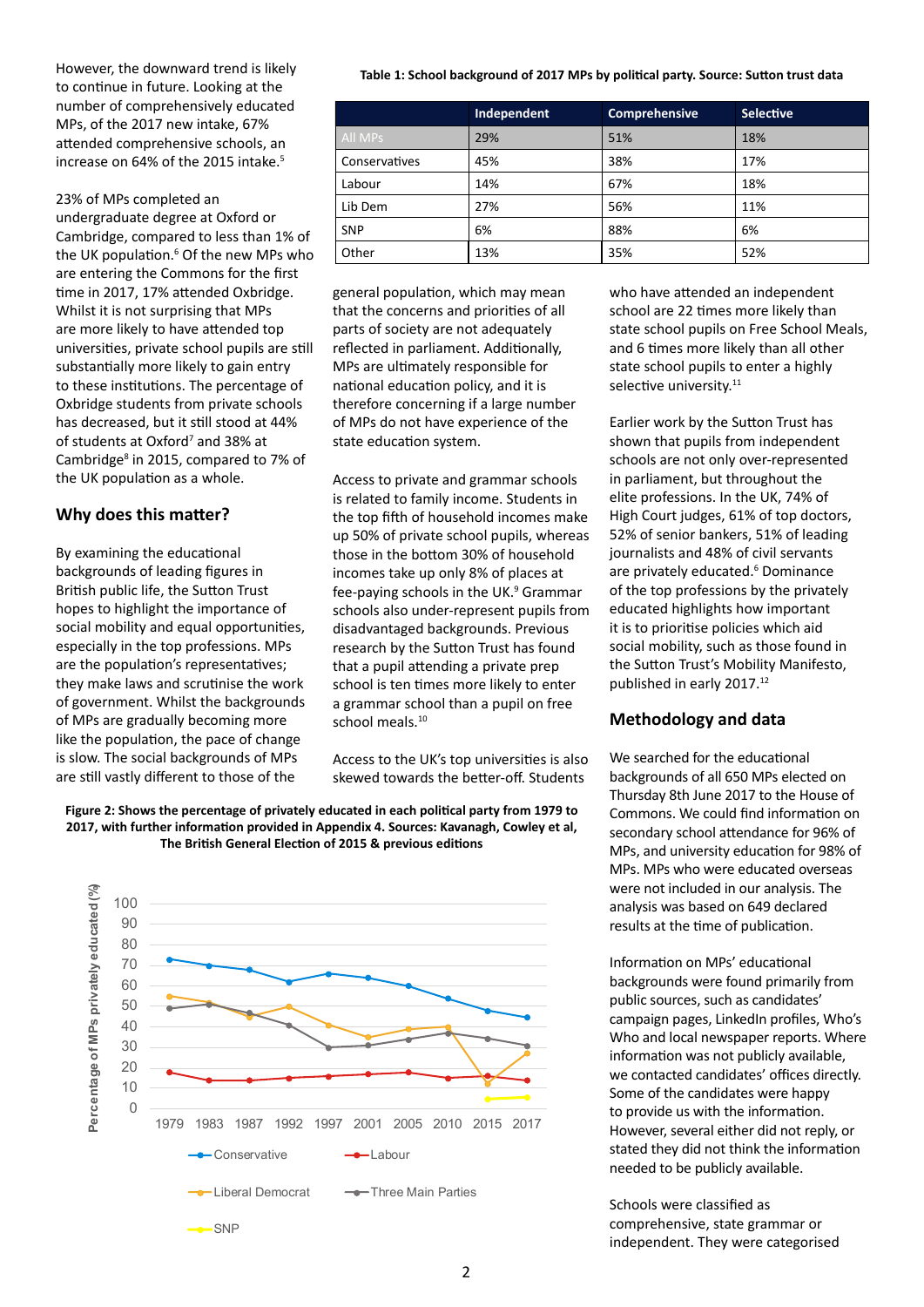However, the downward trend is likely to continue in future. Looking at the number of comprehensively educated MPs, of the 2017 new intake, 67% attended comprehensive schools, an increase on 64% of the 2015 intake.[5]

23% of MPs completed an undergraduate degree at Oxford or Cambridge, compared to less than 1% of the UK population.[6] Of the new MPs who are entering the Commons for the first time in 2017, 17% attended Oxbridge. Whilst it is not surprising that MPs are more likely to have attended top universities, private school pupils are still substantially more likely to gain entry to these institutions. The percentage of Oxbridge students from private schools has decreased, but it still stood at 44% of students at Oxford[7] and 38% at Cambridge[8] in 2015, compared to 7% of the UK population as a whole.

## Why does this matter?

By examining the educational backgrounds of leading figures in British public life, the Sutton Trust hopes to highlight the importance of social mobility and equal opportunities, especially in the top professions. MPs are the population's representatives; they make laws and scrutinise the work of government. Whilst the backgrounds of MPs are gradually becoming more like the population, the pace of change is slow. The social backgrounds of MPs are still vastly different to those of the general population, which may mean that the concerns and priorities of all parts of society are not adequately reflected in parliament. Additionally, MPs are ultimately responsible for national education policy, and it is therefore concerning if a large number of MPs do not have experience of the state education system.

**Table 1: School background of 2017 MPs by political party. Source: Sutton trust data**

| | Independent | Comprehensive | Selective |
|---|---|---|---|
| All MPs | 29% | 51% | 18% |
| Conservatives | 45% | 38% | 17% |
| Labour | 14% | 67% | 18% |
| Lib Dem | 27% | 56% | 11% |
| SNP | 6% | 88% | 6% |
| Other | 13% | 35% | 52% |

Access to private and grammar schools is related to family income. Students in the top fifth of household incomes make up 50% of private school pupils, whereas those in the bottom 30% of household incomes take up only 8% of places at fee-paying schools in the UK.[9] Grammar schools also under-represent pupils from disadvantaged backgrounds. Previous research by the Sutton Trust has found that a pupil attending a private prep school is ten times more likely to enter a grammar school than a pupil on free school meals.[10]

Access to the UK's top universities is also skewed towards the better-off. Students who have attended an independent school are 22 times more likely than state school pupils on Free School Meals, and 6 times more likely than all other state school pupils to enter a highly selective university.[11]

Earlier work by the Sutton Trust has shown that pupils from independent schools are not only over-represented in parliament, but throughout the elite professions. In the UK, 74% of High Court judges, 61% of top doctors, 52% of senior bankers, 51% of leading journalists and 48% of civil servants are privately educated.[6] Dominance of the top professions by the privately educated highlights how important it is to prioritise policies which aid social mobility, such as those found in the Sutton Trust's Mobility Manifesto, published in early 2017.[12]

**Figure 2: Shows the percentage of privately educated in each political party from 1979 to 2017, with further information provided in Appendix 4. Sources: Kavanagh, Cowley et al, The British General Election of 2015 & previous editions**

## Methodology and data

We searched for the educational backgrounds of all 650 MPs elected on Thursday 8th June 2017 to the House of Commons. We could find information on secondary school attendance for 96% of MPs, and university education for 98% of MPs. MPs who were educated overseas were not included in our analysis. The analysis was based on 649 declared results at the time of publication.

Information on MPs' educational backgrounds were found primarily from public sources, such as candidates' campaign pages, LinkedIn profiles, Who's Who and local newspaper reports. Where information was not publicly available, we contacted candidates' offices directly. Some of the candidates were happy to provide us with the information. However, several either did not reply, or stated they did not think the information needed to be publicly available.

Schools were classified as comprehensive, state grammar or independent. They were categorised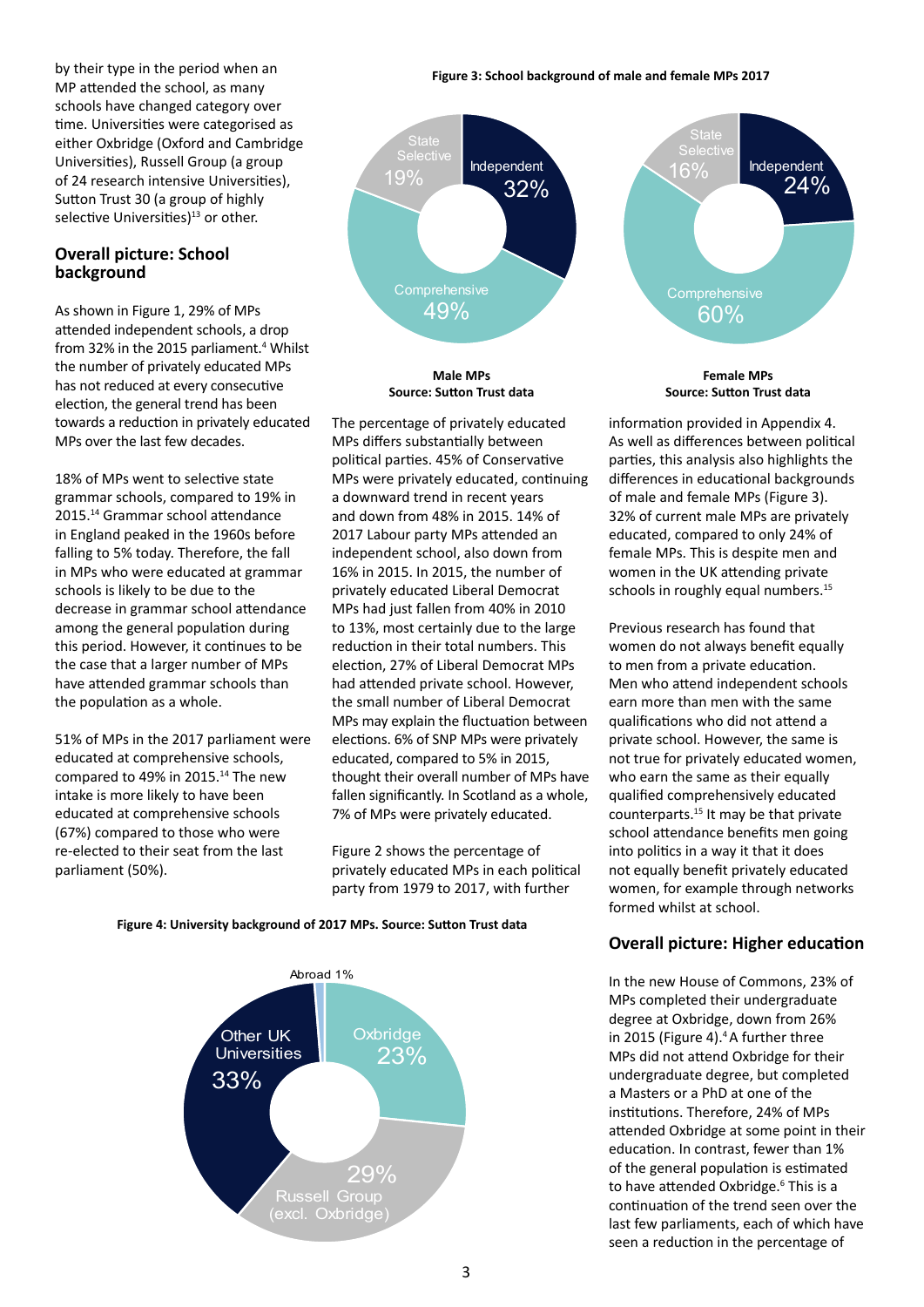by their type in the period when an MP attended the school, as many schools have changed category over time. Universities were categorised as either Oxbridge (Oxford and Cambridge Universities), Russell Group (a group of 24 research intensive Universities), Sutton Trust 30 (a group of highly selective Universities)[13] or other.

## Overall picture: School background

As shown in Figure 1, 29% of MPs attended independent schools, a drop from 32% in the 2015 parliament.[4] Whilst the number of privately educated MPs has not reduced at every consecutive election, the general trend has been towards a reduction in privately educated MPs over the last few decades.

18% of MPs went to selective state grammar schools, compared to 19% in 2015.[14] Grammar school attendance in England peaked in the 1960s before falling to 5% today. Therefore, the fall in MPs who were educated at grammar schools is likely to be due to the decrease in grammar school attendance among the general population during this period. However, it continues to be the case that a larger number of MPs have attended grammar schools than the population as a whole.

51% of MPs in the 2017 parliament were educated at comprehensive schools, compared to 49% in 2015.[14] The new intake is more likely to have been educated at comprehensive schools (67%) compared to those who were re-elected to their seat from the last parliament (50%).

**Figure 3: School background of male and female MPs 2017**

| School type | Male MPs | Female MPs |
|---|---|---|
| Independent | 32% | 24% |
| State Selective | 19% | 16% |
| Comprehensive | 49% | 60% |

**Source: Sutton Trust data**

The percentage of privately educated MPs differs substantially between political parties. 45% of Conservative MPs were privately educated, continuing a downward trend in recent years and down from 48% in 2015. 14% of 2017 Labour party MPs attended an independent school, also down from 16% in 2015. In 2015, the number of privately educated Liberal Democrat MPs had just fallen from 40% in 2010 to 13%, most certainly due to the large reduction in their total numbers. This election, 27% of Liberal Democrat MPs had attended private school. However, the small number of Liberal Democrat MPs may explain the fluctuation between elections. 6% of SNP MPs were privately educated, compared to 5% in 2015, thought their overall number of MPs have fallen significantly. In Scotland as a whole, 7% of MPs were privately educated.

Figure 2 shows the percentage of privately educated MPs in each political party from 1979 to 2017, with further information provided in Appendix 4. As well as differences between political parties, this analysis also highlights the differences in educational backgrounds of male and female MPs (Figure 3). 32% of current male MPs are privately educated, compared to only 24% of female MPs. This is despite men and women in the UK attending private schools in roughly equal numbers.[15]

Previous research has found that women do not always benefit equally to men from a private education. Men who attend independent schools earn more than men with the same qualifications who did not attend a private school. However, the same is not true for privately educated women, who earn the same as their equally qualified comprehensively educated counterparts.[15] It may be that private school attendance benefits men going into politics in a way it that it does not equally benefit privately educated women, for example through networks formed whilst at school.

**Figure 4: University background of 2017 MPs. Source: Sutton Trust data**

| University | Share |
|---|---|
| Oxbridge | 23% |
| Russell Group (excl. Oxbridge) | 29% |
| Other UK Universities | 33% |
| Abroad | 1% |

## Overall picture: Higher education

In the new House of Commons, 23% of MPs completed their undergraduate degree at Oxbridge, down from 26% in 2015 (Figure 4).[4] A further three MPs did not attend Oxbridge for their undergraduate degree, but completed a Masters or a PhD at one of the institutions. Therefore, 24% of MPs attended Oxbridge at some point in their education. In contrast, fewer than 1% of the general population is estimated to have attended Oxbridge.[6] This is a continuation of the trend seen over the last few parliaments, each of which have seen a reduction in the percentage of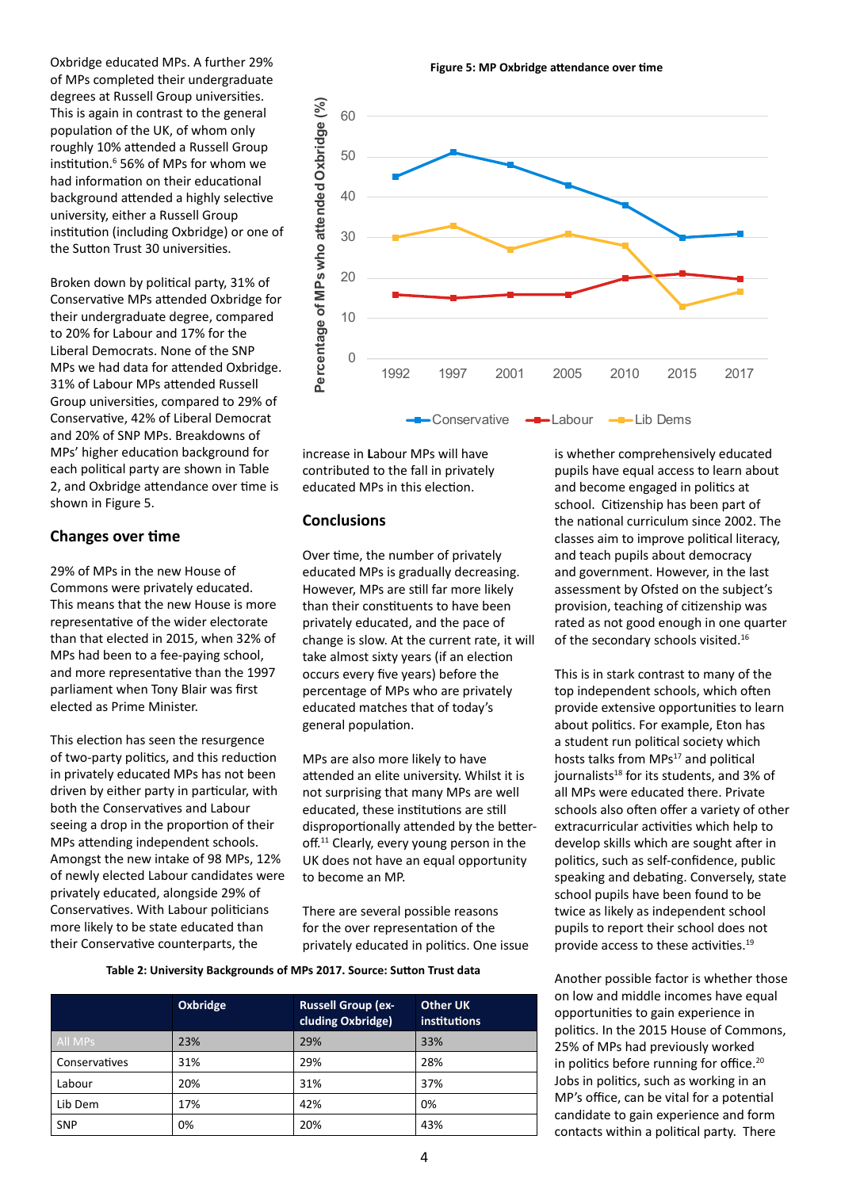Oxbridge educated MPs. A further 29% of MPs completed their undergraduate degrees at Russell Group universities. This is again in contrast to the general population of the UK, of whom only roughly 10% attended a Russell Group institution.[6] 56% of MPs for whom we had information on their educational background attended a highly selective university, either a Russell Group institution (including Oxbridge) or one of the Sutton Trust 30 universities.

Broken down by political party, 31% of Conservative MPs attended Oxbridge for their undergraduate degrees, compared to 20% for Labour and 17% for the Liberal Democrats. None of the SNP MPs we had data for attended Oxbridge. 31% of Labour MPs attended Russell Group universities, compared to 29% of Conservative, 42% of Liberal Democrat and 20% of SNP MPs. Breakdowns of MPs' higher education background for each political party are shown in Table 2, and Oxbridge attendance over time is shown in Figure 5.

**Figure 5: MP Oxbridge attendance over time**

## Changes over time

29% of MPs in the new House of Commons were privately educated. This means that the new House is more representative of the wider electorate than that elected in 2015, when 32% of MPs had been to a fee-paying school, and more representative than the 1997 parliament when Tony Blair was first elected as Prime Minister.

This election has seen the resurgence of two-party politics, and this reduction in privately educated MPs has not been driven by either party in particular, with both the Conservatives and Labour seeing a drop in the proportion of their MPs attending independent schools. Amongst the new intake of 98 MPs, 12% of newly elected Labour candidates were privately educated, alongside 29% of Conservatives. With Labour politicians more likely to be state educated than their Conservative counterparts, the increase in Labour MPs will have contributed to the fall in privately educated MPs in this election.

## Conclusions

Over time, the number of privately educated MPs is gradually decreasing. However, MPs are still far more likely than their constituents to have been privately educated, and the pace of change is slow. At the current rate, it will take almost sixty years (if an election occurs every five years) before the percentage of MPs who are privately educated matches that of today's general population.

MPs are also more likely to have attended an elite university. Whilst it is not surprising that many MPs are well educated, these institutions are still disproportionally attended by the better-off.[11] Clearly, every young person in the UK does not have an equal opportunity to become an MP.

There are several possible reasons for the over representation of the privately educated in politics. One issue is whether comprehensively educated pupils have equal access to learn about and become engaged in politics at school. Citizenship has been part of the national curriculum since 2002. The classes aim to improve political literacy, and teach pupils about democracy and government. However, in the last assessment by Ofsted on the subject's provision, teaching of citizenship was rated as not good enough in one quarter of the secondary schools visited.[16]

This is in stark contrast to many of the top independent schools, which often provide extensive opportunities to learn about politics. For example, Eton has a student run political society which hosts talks from MPs[17] and political journalists[18] for its students, and 3% of all MPs were educated there. Private schools also often offer a variety of other extracurricular activities which help to develop skills which are sought after in politics, such as self-confidence, public speaking and debating. Conversely, state school pupils have been found to be twice as likely as independent school pupils to report their school does not provide access to these activities.[19]

Another possible factor is whether those on low and middle incomes have equal opportunities to gain experience in politics. In the 2015 House of Commons, 25% of MPs had previously worked in politics before running for office.[20] Jobs in politics, such as working in an MP's office, can be vital for a potential candidate to gain experience and form contacts within a political party. There

**Table 2: University Backgrounds of MPs 2017. Source: Sutton Trust data**

| | Oxbridge | Russell Group (excluding Oxbridge) | Other UK institutions |
|---|---|---|---|
| All MPs | 23% | 29% | 33% |
| Conservatives | 31% | 29% | 28% |
| Labour | 20% | 31% | 37% |
| Lib Dem | 17% | 42% | 0% |
| SNP | 0% | 20% | 43% |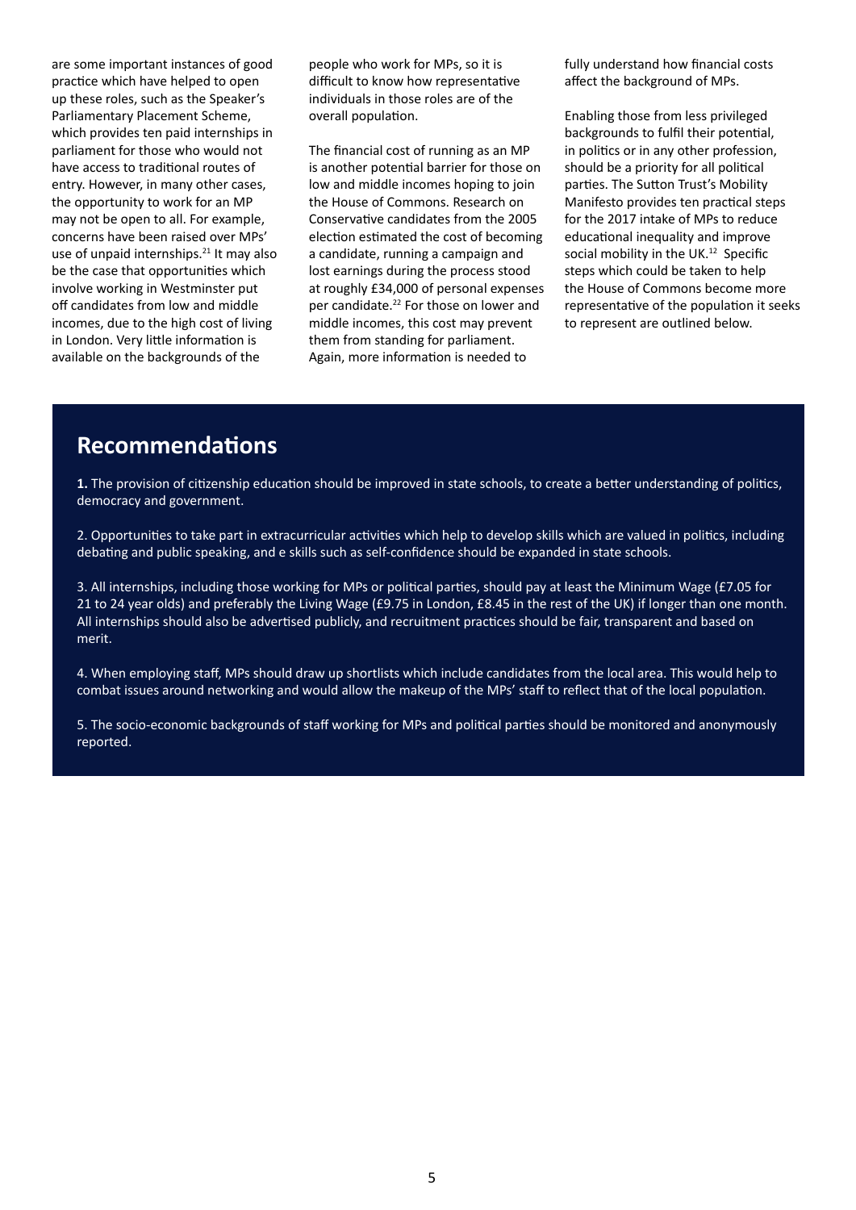are some important instances of good practice which have helped to open up these roles, such as the Speaker's Parliamentary Placement Scheme, which provides ten paid internships in parliament for those who would not have access to traditional routes of entry. However, in many other cases, the opportunity to work for an MP may not be open to all. For example, concerns have been raised over MPs' use of unpaid internships.[21] It may also be the case that opportunities which involve working in Westminster put off candidates from low and middle incomes, due to the high cost of living in London. Very little information is available on the backgrounds of the people who work for MPs, so it is difficult to know how representative individuals in those roles are of the overall population.

The financial cost of running as an MP is another potential barrier for those on low and middle incomes hoping to join the House of Commons. Research on Conservative candidates from the 2005 election estimated the cost of becoming a candidate, running a campaign and lost earnings during the process stood at roughly £34,000 of personal expenses per candidate.[22] For those on lower and middle incomes, this cost may prevent them from standing for parliament. Again, more information is needed to fully understand how financial costs affect the background of MPs.

Enabling those from less privileged backgrounds to fulfil their potential, in politics or in any other profession, should be a priority for all political parties. The Sutton Trust's Mobility Manifesto provides ten practical steps for the 2017 intake of MPs to reduce educational inequality and improve social mobility in the UK.[12] Specific steps which could be taken to help the House of Commons become more representative of the population it seeks to represent are outlined below.

## Recommendations

**1.** The provision of citizenship education should be improved in state schools, to create a better understanding of politics, democracy and government.

2. Opportunities to take part in extracurricular activities which help to develop skills which are valued in politics, including debating and public speaking, and e skills such as self-confidence should be expanded in state schools.

3. All internships, including those working for MPs or political parties, should pay at least the Minimum Wage (£7.05 for 21 to 24 year olds) and preferably the Living Wage (£9.75 in London, £8.45 in the rest of the UK) if longer than one month. All internships should also be advertised publicly, and recruitment practices should be fair, transparent and based on merit.

4. When employing staff, MPs should draw up shortlists which include candidates from the local area. This would help to combat issues around networking and would allow the makeup of the MPs' staff to reflect that of the local population.

5. The socio-economic backgrounds of staff working for MPs and political parties should be monitored and anonymously reported.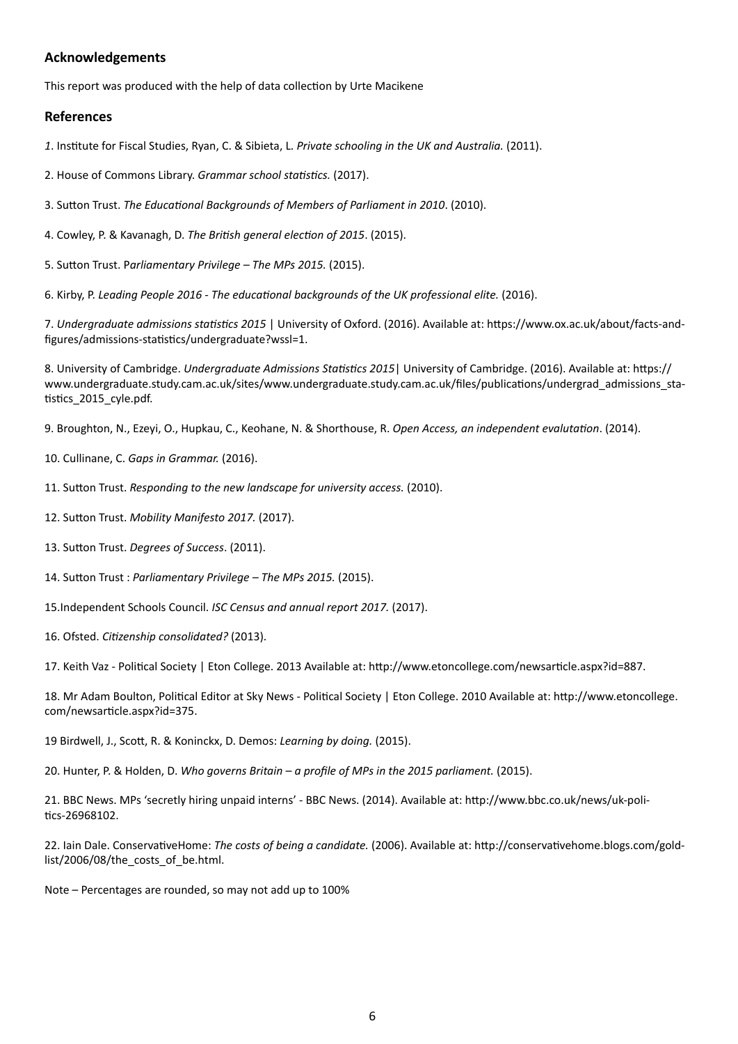## Acknowledgements

This report was produced with the help of data collection by Urte Macikene

## References

*1*. Institute for Fiscal Studies, Ryan, C. & Sibieta, L. *Private schooling in the UK and Australia.* (2011).

2. House of Commons Library. *Grammar school statistics.* (2017).

3. Sutton Trust. *The Educational Backgrounds of Members of Parliament in 2010*. (2010).

4. Cowley, P. & Kavanagh, D. *The British general election of 2015*. (2015).

5. Sutton Trust. P*arliamentary Privilege – The MPs 2015.* (2015).

6. Kirby, P. *Leading People 2016 - The educational backgrounds of the UK professional elite.* (2016).

7. *Undergraduate admissions statistics 2015* | University of Oxford. (2016). Available at: https://www.ox.ac.uk/about/facts-and-figures/admissions-statistics/undergraduate?wssl=1.

8. University of Cambridge. *Undergraduate Admissions Statistics 2015*| University of Cambridge. (2016). Available at: https://www.undergraduate.study.cam.ac.uk/sites/www.undergraduate.study.cam.ac.uk/files/publications/undergrad_admissions_statistics_2015_cyle.pdf.

9. Broughton, N., Ezeyi, O., Hupkau, C., Keohane, N. & Shorthouse, R. *Open Access, an independent evalutation*. (2014).

10. Cullinane, C. *Gaps in Grammar.* (2016).

11. Sutton Trust. *Responding to the new landscape for university access.* (2010).

12. Sutton Trust. *Mobility Manifesto 2017.* (2017).

13. Sutton Trust. *Degrees of Success*. (2011).

14. Sutton Trust : *Parliamentary Privilege – The MPs 2015.* (2015).

15.Independent Schools Council. *ISC Census and annual report 2017.* (2017).

16. Ofsted. *Citizenship consolidated?* (2013).

17. Keith Vaz - Political Society | Eton College. 2013 Available at: http://www.etoncollege.com/newsarticle.aspx?id=887.

18. Mr Adam Boulton, Political Editor at Sky News - Political Society | Eton College. 2010 Available at: http://www.etoncollege.com/newsarticle.aspx?id=375.

19 Birdwell, J., Scott, R. & Koninckx, D. Demos: *Learning by doing.* (2015).

20. Hunter, P. & Holden, D. *Who governs Britain – a profile of MPs in the 2015 parliament.* (2015).

21. BBC News. MPs 'secretly hiring unpaid interns' - BBC News. (2014). Available at: http://www.bbc.co.uk/news/uk-politics-26968102.

22. Iain Dale. ConservativeHome: *The costs of being a candidate.* (2006). Available at: http://conservativehome.blogs.com/goldlist/2006/08/the_costs_of_be.html.

Note – Percentages are rounded, so may not add up to 100%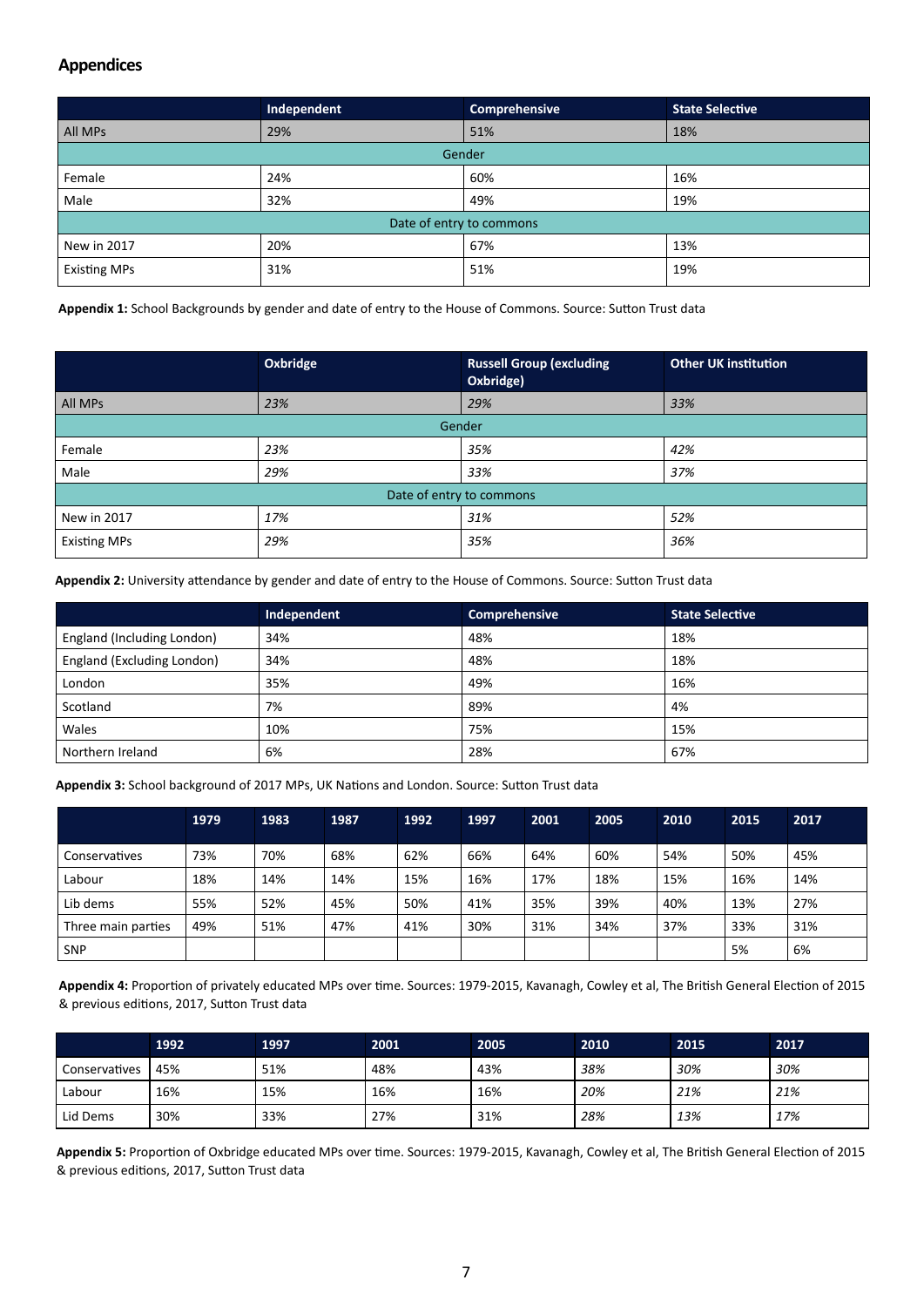## Appendices

| | Independent | Comprehensive | State Selective |
|---|---|---|---|
| All MPs | 29% | 51% | 18% |
| Gender | | | |
| Female | 24% | 60% | 16% |
| Male | 32% | 49% | 19% |
| Date of entry to commons | | | |
| New in 2017 | 20% | 67% | 13% |
| Existing MPs | 31% | 51% | 19% |

**Appendix 1:** School Backgrounds by gender and date of entry to the House of Commons. Source: Sutton Trust data

| | Oxbridge | Russell Group (excluding Oxbridge) | Other UK institution |
|---|---|---|---|
| All MPs | *23%* | *29%* | *33%* |
| Gender | | | |
| Female | *23%* | *35%* | *42%* |
| Male | *29%* | *33%* | *37%* |
| Date of entry to commons | | | |
| New in 2017 | *17%* | *31%* | *52%* |
| Existing MPs | *29%* | *35%* | *36%* |

**Appendix 2:** University attendance by gender and date of entry to the House of Commons. Source: Sutton Trust data

| | Independent | Comprehensive | State Selective |
|---|---|---|---|
| England (Including London) | 34% | 48% | 18% |
| England (Excluding London) | 34% | 48% | 18% |
| London | 35% | 49% | 16% |
| Scotland | 7% | 89% | 4% |
| Wales | 10% | 75% | 15% |
| Northern Ireland | 6% | 28% | 67% |

**Appendix 3:** School background of 2017 MPs, UK Nations and London. Source: Sutton Trust data

| | 1979 | 1983 | 1987 | 1992 | 1997 | 2001 | 2005 | 2010 | 2015 | 2017 |
|---|---|---|---|---|---|---|---|---|---|---|
| Conservatives | 73% | 70% | 68% | 62% | 66% | 64% | 60% | 54% | 50% | 45% |
| Labour | 18% | 14% | 14% | 15% | 16% | 17% | 18% | 15% | 16% | 14% |
| Lib dems | 55% | 52% | 45% | 50% | 41% | 35% | 39% | 40% | 13% | 27% |
| Three main parties | 49% | 51% | 47% | 41% | 30% | 31% | 34% | 37% | 33% | 31% |
| SNP | | | | | | | | | 5% | 6% |

**Appendix 4:** Proportion of privately educated MPs over time. Sources: 1979-2015, Kavanagh, Cowley et al, The British General Election of 2015 & previous editions, 2017, Sutton Trust data

| | 1992 | 1997 | 2001 | 2005 | 2010 | 2015 | 2017 |
|---|---|---|---|---|---|---|---|
| Conservatives | 45% | 51% | 48% | 43% | *38%* | *30%* | *30%* |
| Labour | 16% | 15% | 16% | 16% | *20%* | *21%* | *21%* |
| Lid Dems | 30% | 33% | 27% | 31% | *28%* | *13%* | *17%* |

**Appendix 5:** Proportion of Oxbridge educated MPs over time. Sources: 1979-2015, Kavanagh, Cowley et al, The British General Election of 2015 & previous editions, 2017, Sutton Trust data